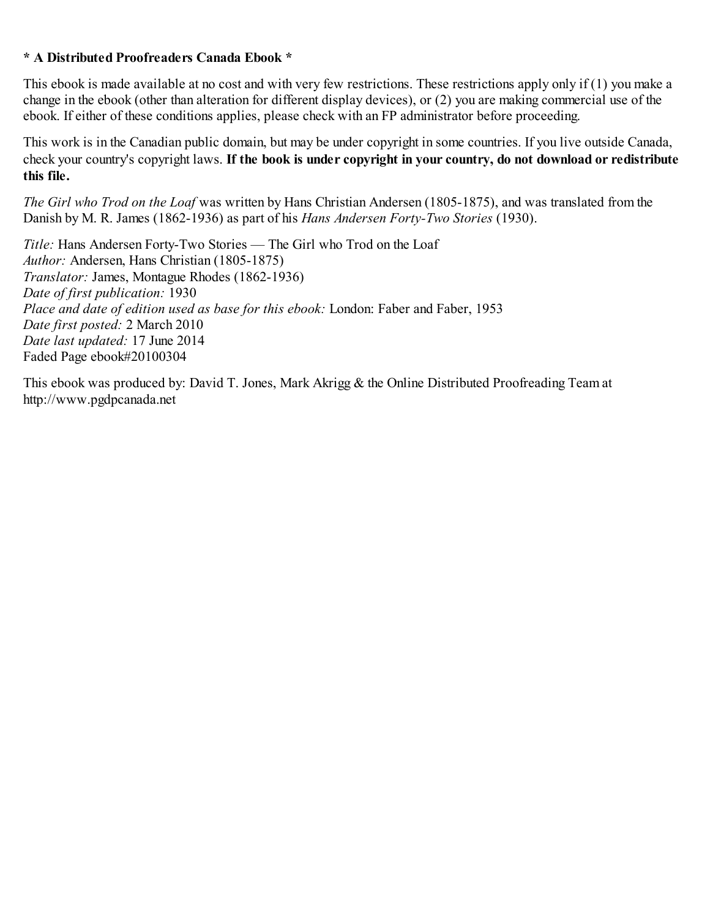**\* A Distributed Proofreaders Canada Ebook \***

This ebook is made available at no cost and with very few restrictions. These restrictions apply only if (1) you make a change in the ebook (other than alteration for different display devices), or (2) you are making commercial use of the ebook. If either of these conditions applies, please check with an FP administrator before proceeding.

This work is in the Canadian public domain, but may be under copyright in some countries. If you live outside Canada, check your country's copyright laws. **If the book is under copyright in your country, do not download or redistribute this file.**

*The Girl who Trod on the Loaf* was written by Hans Christian Andersen (1805-1875), and was translated from the Danish by M. R. James (1862-1936) as part of his *Hans Andersen Forty-Two Stories* (1930).

*Title:* Hans Andersen Forty-Two Stories — The Girl who Trod on the Loaf  
*Author:* Andersen, Hans Christian (1805-1875)  
*Translator:* James, Montague Rhodes (1862-1936)  
*Date of first publication:* 1930  
*Place and date of edition used as base for this ebook:* London: Faber and Faber, 1953  
*Date first posted:* 2 March 2010  
*Date last updated:* 17 June 2014  
Faded Page ebook#20100304

This ebook was produced by: David T. Jones, Mark Akrigg & the Online Distributed Proofreading Team at http://www.pgdpcanada.net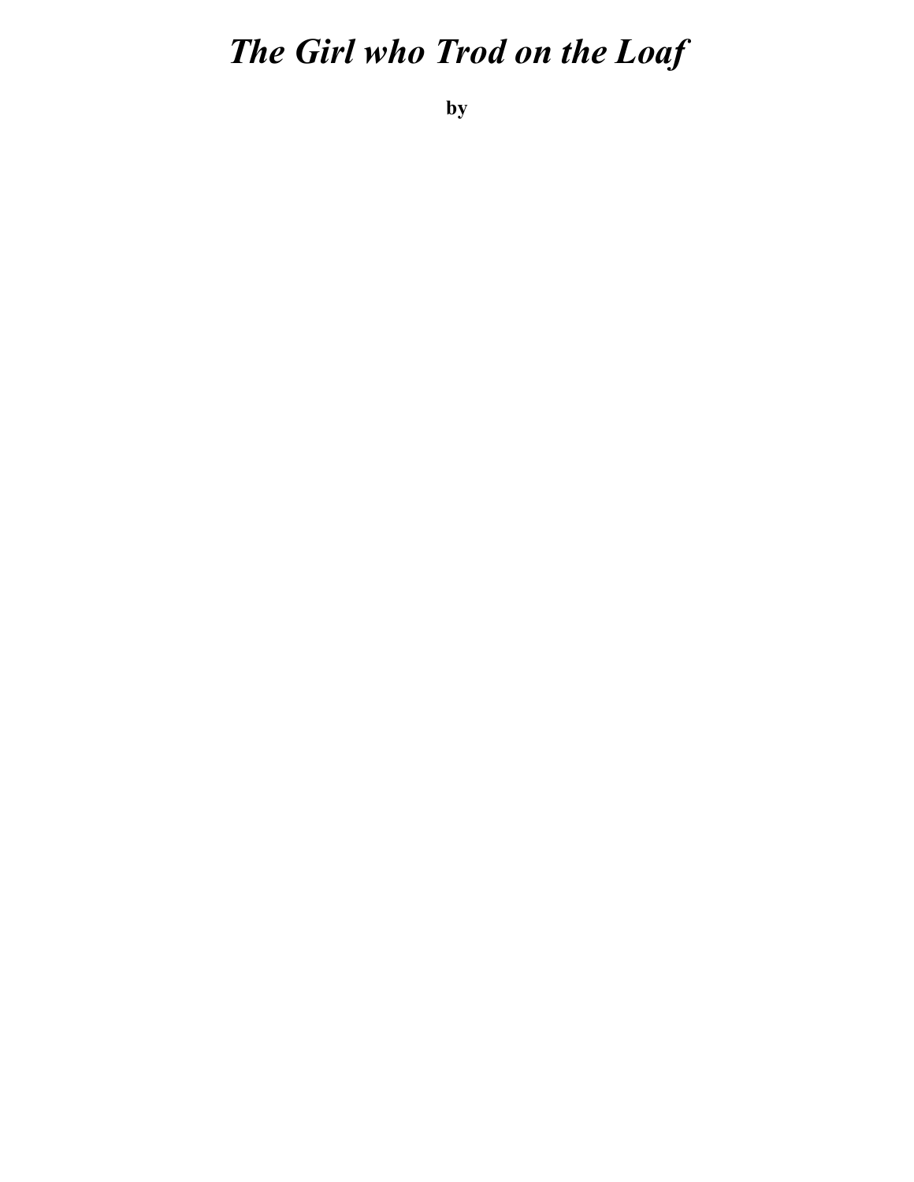# *The Girl who Trod on the Loaf*

**by**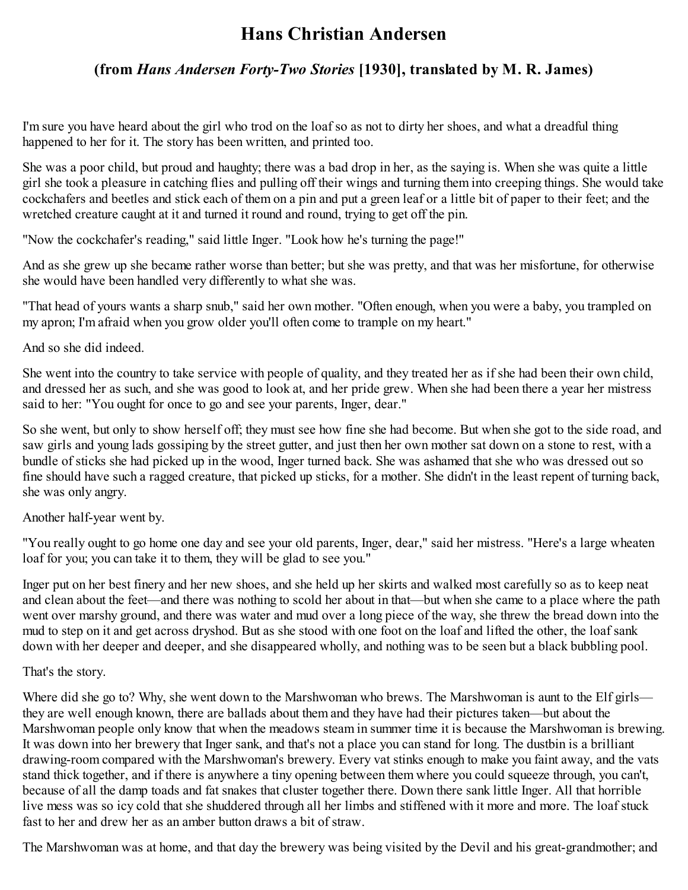# Hans Christian Andersen

### (from *Hans Andersen Forty-Two Stories* [1930], translated by M. R. James)

I'm sure you have heard about the girl who trod on the loaf so as not to dirty her shoes, and what a dreadful thing happened to her for it. The story has been written, and printed too.

She was a poor child, but proud and haughty; there was a bad drop in her, as the saying is. When she was quite a little girl she took a pleasure in catching flies and pulling off their wings and turning them into creeping things. She would take cockchafers and beetles and stick each of them on a pin and put a green leaf or a little bit of paper to their feet; and the wretched creature caught at it and turned it round and round, trying to get off the pin.

"Now the cockchafer's reading," said little Inger. "Look how he's turning the page!"

And as she grew up she became rather worse than better; but she was pretty, and that was her misfortune, for otherwise she would have been handled very differently to what she was.

"That head of yours wants a sharp snub," said her own mother. "Often enough, when you were a baby, you trampled on my apron; I'm afraid when you grow older you'll often come to trample on my heart."

And so she did indeed.

She went into the country to take service with people of quality, and they treated her as if she had been their own child, and dressed her as such, and she was good to look at, and her pride grew. When she had been there a year her mistress said to her: "You ought for once to go and see your parents, Inger, dear."

So she went, but only to show herself off; they must see how fine she had become. But when she got to the side road, and saw girls and young lads gossiping by the street gutter, and just then her own mother sat down on a stone to rest, with a bundle of sticks she had picked up in the wood, Inger turned back. She was ashamed that she who was dressed out so fine should have such a ragged creature, that picked up sticks, for a mother. She didn't in the least repent of turning back, she was only angry.

Another half-year went by.

"You really ought to go home one day and see your old parents, Inger, dear," said her mistress. "Here's a large wheaten loaf for you; you can take it to them, they will be glad to see you."

Inger put on her best finery and her new shoes, and she held up her skirts and walked most carefully so as to keep neat and clean about the feet—and there was nothing to scold her about in that—but when she came to a place where the path went over marshy ground, and there was water and mud over a long piece of the way, she threw the bread down into the mud to step on it and get across dryshod. But as she stood with one foot on the loaf and lifted the other, the loaf sank down with her deeper and deeper, and she disappeared wholly, and nothing was to be seen but a black bubbling pool.

That's the story.

Where did she go to? Why, she went down to the Marshwoman who brews. The Marshwoman is aunt to the Elf girls—they are well enough known, there are ballads about them and they have had their pictures taken—but about the Marshwoman people only know that when the meadows steam in summer time it is because the Marshwoman is brewing. It was down into her brewery that Inger sank, and that's not a place you can stand for long. The dustbin is a brilliant drawing-room compared with the Marshwoman's brewery. Every vat stinks enough to make you faint away, and the vats stand thick together, and if there is anywhere a tiny opening between them where you could squeeze through, you can't, because of all the damp toads and fat snakes that cluster together there. Down there sank little Inger. All that horrible live mess was so icy cold that she shuddered through all her limbs and stiffened with it more and more. The loaf stuck fast to her and drew her as an amber button draws a bit of straw.

The Marshwoman was at home, and that day the brewery was being visited by the Devil and his great-grandmother; and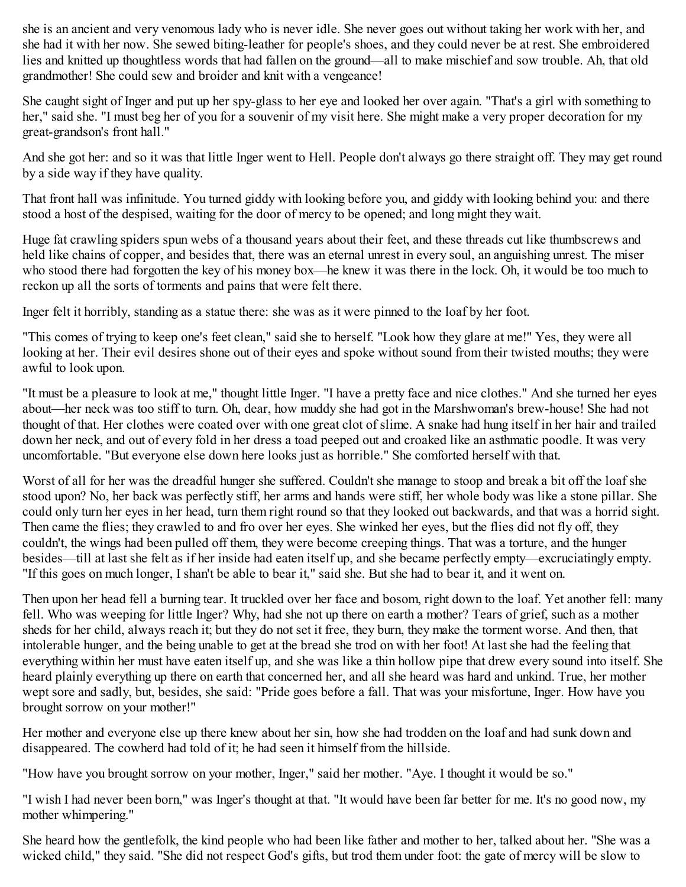she is an ancient and very venomous lady who is never idle. She never goes out without taking her work with her, and she had it with her now. She sewed biting-leather for people's shoes, and they could never be at rest. She embroidered lies and knitted up thoughtless words that had fallen on the ground—all to make mischief and sow trouble. Ah, that old grandmother! She could sew and broider and knit with a vengeance!

She caught sight of Inger and put up her spy-glass to her eye and looked her over again. "That's a girl with something to her," said she. "I must beg her of you for a souvenir of my visit here. She might make a very proper decoration for my great-grandson's front hall."

And she got her: and so it was that little Inger went to Hell. People don't always go there straight off. They may get round by a side way if they have quality.

That front hall was infinitude. You turned giddy with looking before you, and giddy with looking behind you: and there stood a host of the despised, waiting for the door of mercy to be opened; and long might they wait.

Huge fat crawling spiders spun webs of a thousand years about their feet, and these threads cut like thumbscrews and held like chains of copper, and besides that, there was an eternal unrest in every soul, an anguishing unrest. The miser who stood there had forgotten the key of his money box—he knew it was there in the lock. Oh, it would be too much to reckon up all the sorts of torments and pains that were felt there.

Inger felt it horribly, standing as a statue there: she was as it were pinned to the loaf by her foot.

"This comes of trying to keep one's feet clean," said she to herself. "Look how they glare at me!" Yes, they were all looking at her. Their evil desires shone out of their eyes and spoke without sound from their twisted mouths; they were awful to look upon.

"It must be a pleasure to look at me," thought little Inger. "I have a pretty face and nice clothes." And she turned her eyes about—her neck was too stiff to turn. Oh, dear, how muddy she had got in the Marshwoman's brew-house! She had not thought of that. Her clothes were coated over with one great clot of slime. A snake had hung itself in her hair and trailed down her neck, and out of every fold in her dress a toad peeped out and croaked like an asthmatic poodle. It was very uncomfortable. "But everyone else down here looks just as horrible." She comforted herself with that.

Worst of all for her was the dreadful hunger she suffered. Couldn't she manage to stoop and break a bit off the loaf she stood upon? No, her back was perfectly stiff, her arms and hands were stiff, her whole body was like a stone pillar. She could only turn her eyes in her head, turn them right round so that they looked out backwards, and that was a horrid sight. Then came the flies; they crawled to and fro over her eyes. She winked her eyes, but the flies did not fly off, they couldn't, the wings had been pulled off them, they were become creeping things. That was a torture, and the hunger besides—till at last she felt as if her inside had eaten itself up, and she became perfectly empty—excruciatingly empty. "If this goes on much longer, I shan't be able to bear it," said she. But she had to bear it, and it went on.

Then upon her head fell a burning tear. It truckled over her face and bosom, right down to the loaf. Yet another fell: many fell. Who was weeping for little Inger? Why, had she not up there on earth a mother? Tears of grief, such as a mother sheds for her child, always reach it; but they do not set it free, they burn, they make the torment worse. And then, that intolerable hunger, and the being unable to get at the bread she trod on with her foot! At last she had the feeling that everything within her must have eaten itself up, and she was like a thin hollow pipe that drew every sound into itself. She heard plainly everything up there on earth that concerned her, and all she heard was hard and unkind. True, her mother wept sore and sadly, but, besides, she said: "Pride goes before a fall. That was your misfortune, Inger. How have you brought sorrow on your mother!"

Her mother and everyone else up there knew about her sin, how she had trodden on the loaf and had sunk down and disappeared. The cowherd had told of it; he had seen it himself from the hillside.

"How have you brought sorrow on your mother, Inger," said her mother. "Aye. I thought it would be so."

"I wish I had never been born," was Inger's thought at that. "It would have been far better for me. It's no good now, my mother whimpering."

She heard how the gentlefolk, the kind people who had been like father and mother to her, talked about her. "She was a wicked child," they said. "She did not respect God's gifts, but trod them under foot: the gate of mercy will be slow to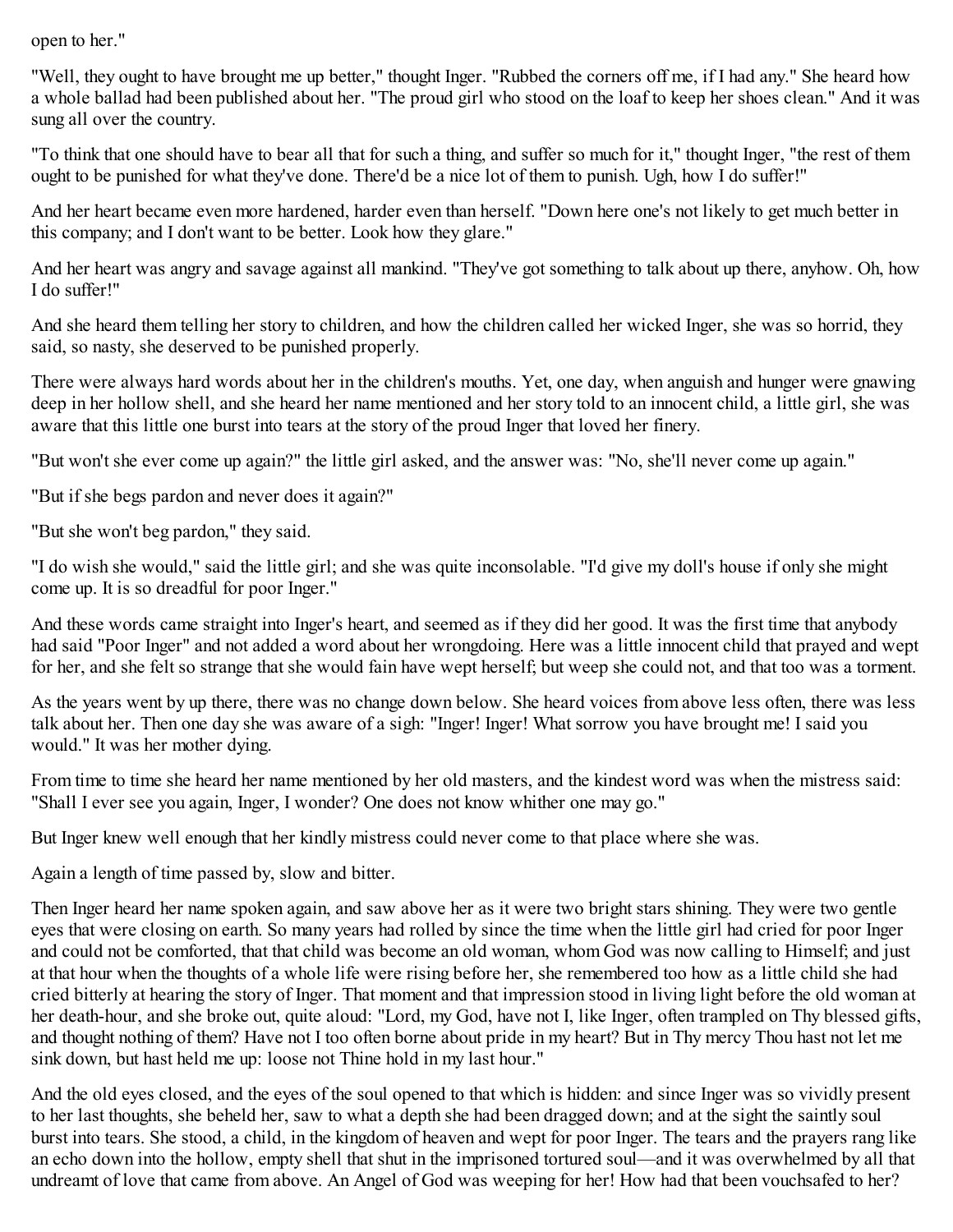open to her."

"Well, they ought to have brought me up better," thought Inger. "Rubbed the corners off me, if I had any." She heard how a whole ballad had been published about her. "The proud girl who stood on the loaf to keep her shoes clean." And it was sung all over the country.

"To think that one should have to bear all that for such a thing, and suffer so much for it," thought Inger, "the rest of them ought to be punished for what they've done. There'd be a nice lot of them to punish. Ugh, how I do suffer!"

And her heart became even more hardened, harder even than herself. "Down here one's not likely to get much better in this company; and I don't want to be better. Look how they glare."

And her heart was angry and savage against all mankind. "They've got something to talk about up there, anyhow. Oh, how I do suffer!"

And she heard them telling her story to children, and how the children called her wicked Inger, she was so horrid, they said, so nasty, she deserved to be punished properly.

There were always hard words about her in the children's mouths. Yet, one day, when anguish and hunger were gnawing deep in her hollow shell, and she heard her name mentioned and her story told to an innocent child, a little girl, she was aware that this little one burst into tears at the story of the proud Inger that loved her finery.

"But won't she ever come up again?" the little girl asked, and the answer was: "No, she'll never come up again."

"But if she begs pardon and never does it again?"

"But she won't beg pardon," they said.

"I do wish she would," said the little girl; and she was quite inconsolable. "I'd give my doll's house if only she might come up. It is so dreadful for poor Inger."

And these words came straight into Inger's heart, and seemed as if they did her good. It was the first time that anybody had said "Poor Inger" and not added a word about her wrongdoing. Here was a little innocent child that prayed and wept for her, and she felt so strange that she would fain have wept herself; but weep she could not, and that too was a torment.

As the years went by up there, there was no change down below. She heard voices from above less often, there was less talk about her. Then one day she was aware of a sigh: "Inger! Inger! What sorrow you have brought me! I said you would." It was her mother dying.

From time to time she heard her name mentioned by her old masters, and the kindest word was when the mistress said: "Shall I ever see you again, Inger, I wonder? One does not know whither one may go."

But Inger knew well enough that her kindly mistress could never come to that place where she was.

Again a length of time passed by, slow and bitter.

Then Inger heard her name spoken again, and saw above her as it were two bright stars shining. They were two gentle eyes that were closing on earth. So many years had rolled by since the time when the little girl had cried for poor Inger and could not be comforted, that that child was become an old woman, whom God was now calling to Himself; and just at that hour when the thoughts of a whole life were rising before her, she remembered too how as a little child she had cried bitterly at hearing the story of Inger. That moment and that impression stood in living light before the old woman at her death-hour, and she broke out, quite aloud: "Lord, my God, have not I, like Inger, often trampled on Thy blessed gifts, and thought nothing of them? Have not I too often borne about pride in my heart? But in Thy mercy Thou hast not let me sink down, but hast held me up: loose not Thine hold in my last hour."

And the old eyes closed, and the eyes of the soul opened to that which is hidden: and since Inger was so vividly present to her last thoughts, she beheld her, saw to what a depth she had been dragged down; and at the sight the saintly soul burst into tears. She stood, a child, in the kingdom of heaven and wept for poor Inger. The tears and the prayers rang like an echo down into the hollow, empty shell that shut in the imprisoned tortured soul—and it was overwhelmed by all that undreamt of love that came from above. An Angel of God was weeping for her! How had that been vouchsafed to her?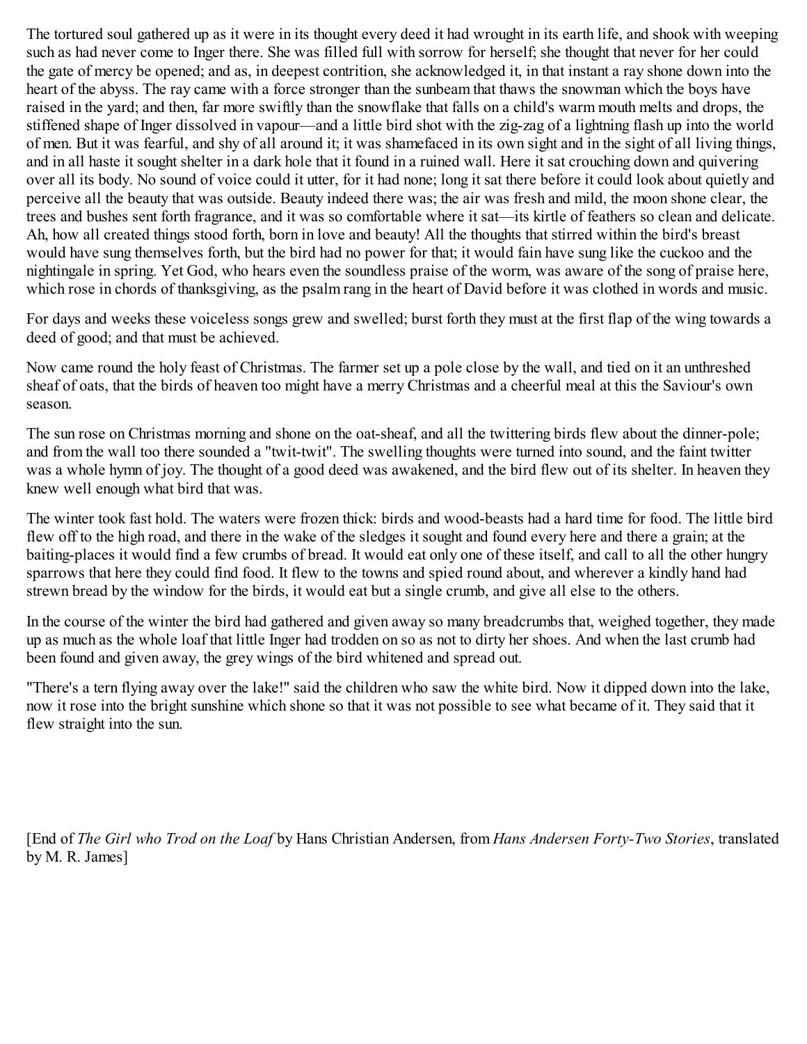The tortured soul gathered up as it were in its thought every deed it had wrought in its earth life, and shook with weeping such as had never come to Inger there. She was filled full with sorrow for herself; she thought that never for her could the gate of mercy be opened; and as, in deepest contrition, she acknowledged it, in that instant a ray shone down into the heart of the abyss. The ray came with a force stronger than the sunbeam that thaws the snowman which the boys have raised in the yard; and then, far more swiftly than the snowflake that falls on a child's warm mouth melts and drops, the stiffened shape of Inger dissolved in vapour—and a little bird shot with the zig-zag of a lightning flash up into the world of men. But it was fearful, and shy of all around it; it was shamefaced in its own sight and in the sight of all living things, and in all haste it sought shelter in a dark hole that it found in a ruined wall. Here it sat crouching down and quivering over all its body. No sound of voice could it utter, for it had none; long it sat there before it could look about quietly and perceive all the beauty that was outside. Beauty indeed there was; the air was fresh and mild, the moon shone clear, the trees and bushes sent forth fragrance, and it was so comfortable where it sat—its kirtle of feathers so clean and delicate. Ah, how all created things stood forth, born in love and beauty! All the thoughts that stirred within the bird's breast would have sung themselves forth, but the bird had no power for that; it would fain have sung like the cuckoo and the nightingale in spring. Yet God, who hears even the soundless praise of the worm, was aware of the song of praise here, which rose in chords of thanksgiving, as the psalm rang in the heart of David before it was clothed in words and music.

For days and weeks these voiceless songs grew and swelled; burst forth they must at the first flap of the wing towards a deed of good; and that must be achieved.

Now came round the holy feast of Christmas. The farmer set up a pole close by the wall, and tied on it an unthreshed sheaf of oats, that the birds of heaven too might have a merry Christmas and a cheerful meal at this the Saviour's own season.

The sun rose on Christmas morning and shone on the oat-sheaf, and all the twittering birds flew about the dinner-pole; and from the wall too there sounded a "twit-twit". The swelling thoughts were turned into sound, and the faint twitter was a whole hymn of joy. The thought of a good deed was awakened, and the bird flew out of its shelter. In heaven they knew well enough what bird that was.

The winter took fast hold. The waters were frozen thick: birds and wood-beasts had a hard time for food. The little bird flew off to the high road, and there in the wake of the sledges it sought and found every here and there a grain; at the baiting-places it would find a few crumbs of bread. It would eat only one of these itself, and call to all the other hungry sparrows that here they could find food. It flew to the towns and spied round about, and wherever a kindly hand had strewn bread by the window for the birds, it would eat but a single crumb, and give all else to the others.

In the course of the winter the bird had gathered and given away so many breadcrumbs that, weighed together, they made up as much as the whole loaf that little Inger had trodden on so as not to dirty her shoes. And when the last crumb had been found and given away, the grey wings of the bird whitened and spread out.

"There's a tern flying away over the lake!" said the children who saw the white bird. Now it dipped down into the lake, now it rose into the bright sunshine which shone so that it was not possible to see what became of it. They said that it flew straight into the sun.

[End of *The Girl who Trod on the Loaf* by Hans Christian Andersen, from *Hans Andersen Forty-Two Stories*, translated by M. R. James]